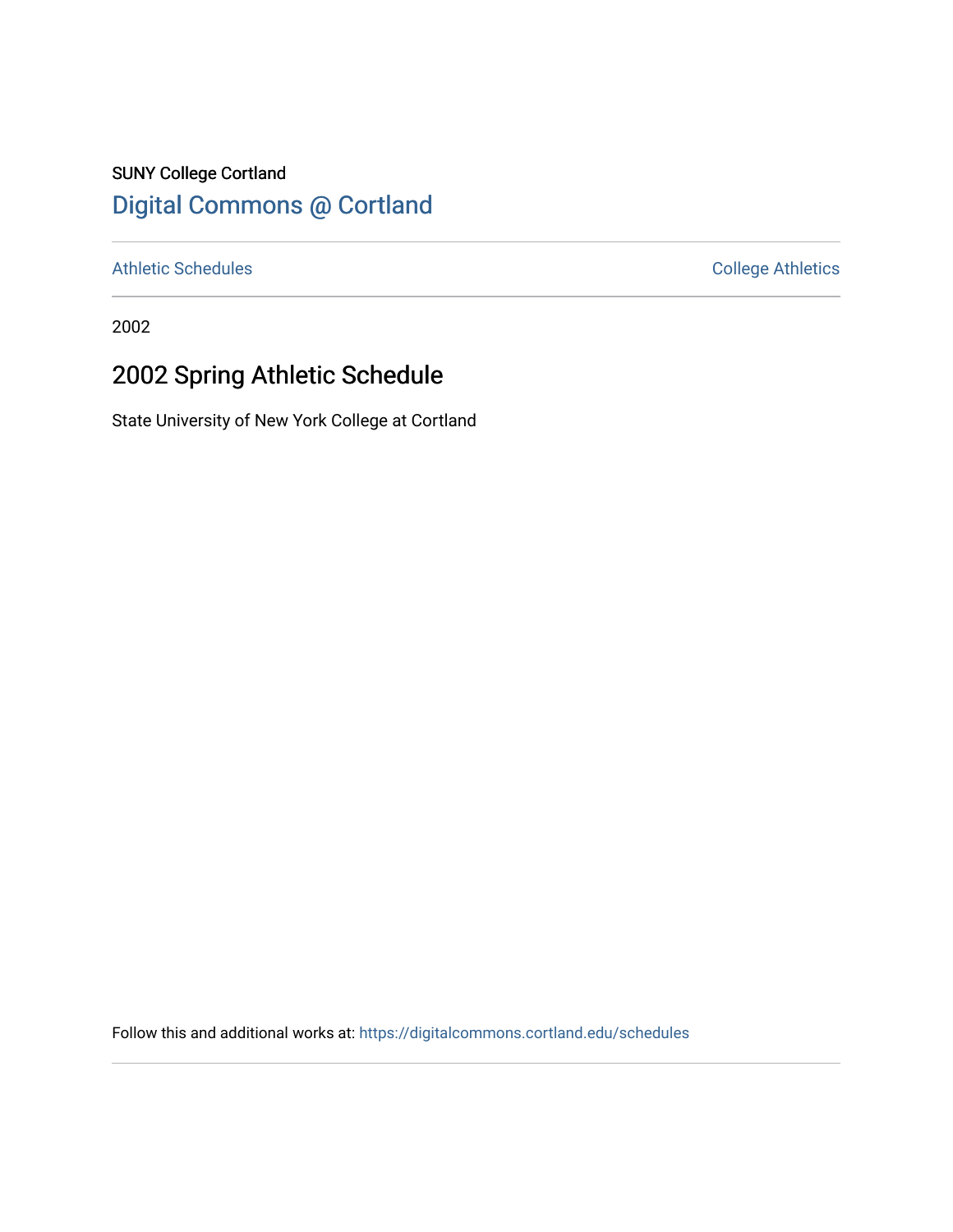SUNY College Cortland

# Digital Commons @ Cortland

Athletic Schedules

College Athletics

2002

## 2002 Spring Athletic Schedule

State University of New York College at Cortland

Follow this and additional works at: https://digitalcommons.cortland.edu/schedules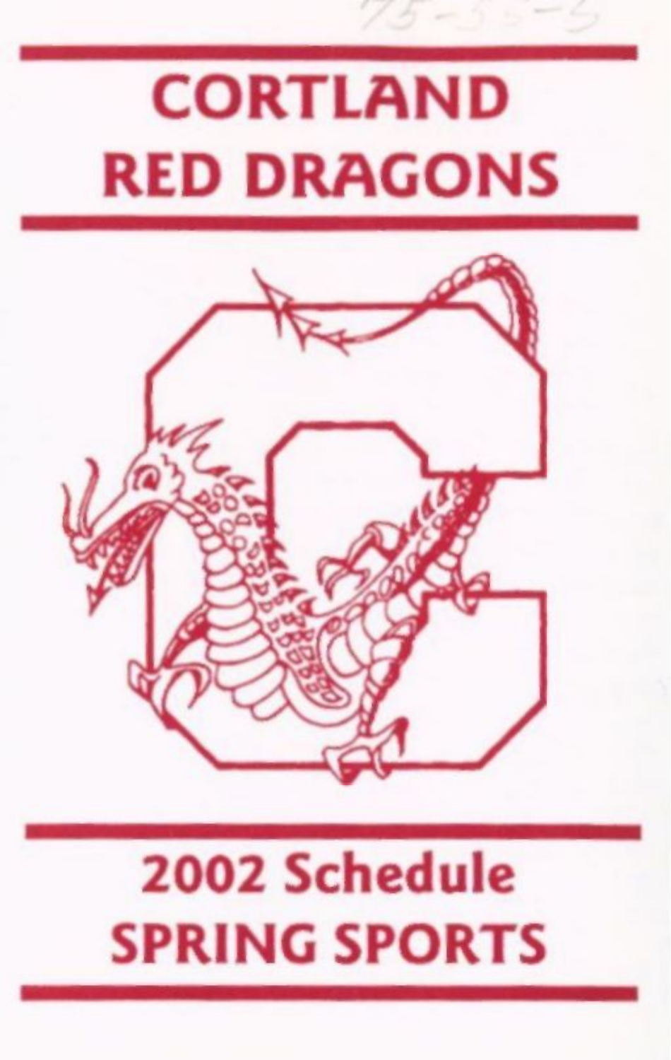# CORTLAND RED DRAGONS

## 2002 Schedule SPRING SPORTS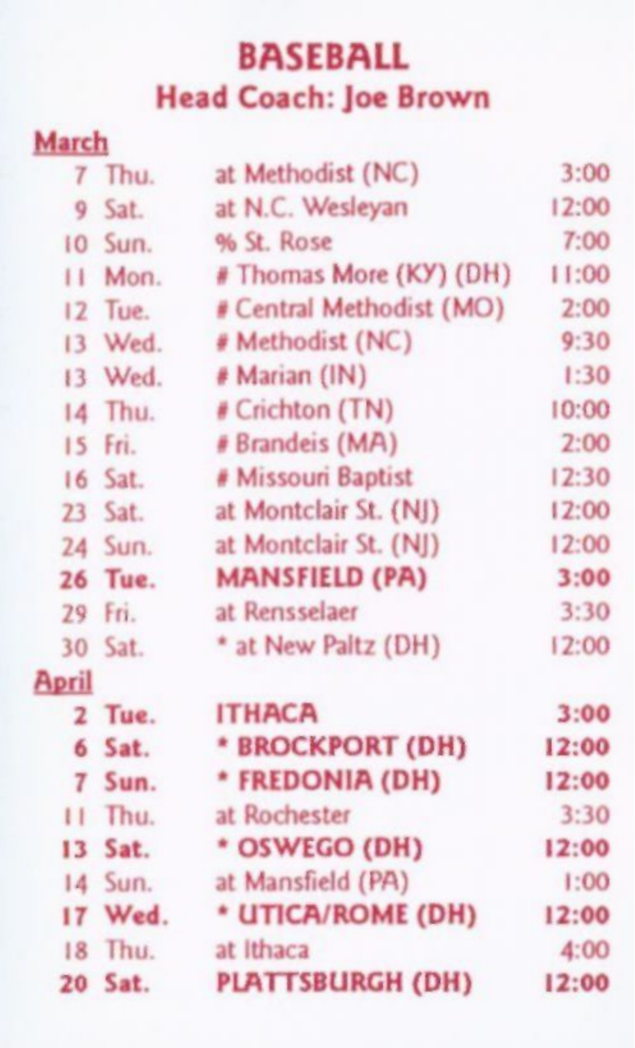# BASEBALL

## Head Coach: Joe Brown

**March**

| | | | |
|---|---|---|---|
| 7 | Thu. | at Methodist (NC) | 3:00 |
| 9 | Sat. | at N.C. Wesleyan | 12:00 |
| 10 | Sun. | % St. Rose | 7:00 |
| 11 | Mon. | # Thomas More (KY) (DH) | 11:00 |
| 12 | Tue. | # Central Methodist (MO) | 2:00 |
| 13 | Wed. | # Methodist (NC) | 9:30 |
| 13 | Wed. | # Marian (IN) | 1:30 |
| 14 | Thu. | # Crichton (TN) | 10:00 |
| 15 | Fri. | # Brandeis (MA) | 2:00 |
| 16 | Sat. | # Missouri Baptist | 12:30 |
| 23 | Sat. | at Montclair St. (NJ) | 12:00 |
| 24 | Sun. | at Montclair St. (NJ) | 12:00 |
| **26** | **Tue.** | **MANSFIELD (PA)** | **3:00** |
| 29 | Fri. | at Rensselaer | 3:30 |
| 30 | Sat. | * at New Paltz (DH) | 12:00 |

**April**

| | | | |
|---|---|---|---|
| **2** | **Tue.** | **ITHACA** | **3:00** |
| **6** | **Sat.** | *** BROCKPORT (DH)** | **12:00** |
| **7** | **Sun.** | *** FREDONIA (DH)** | **12:00** |
| 11 | Thu. | at Rochester | 3:30 |
| **13** | **Sat.** | *** OSWEGO (DH)** | **12:00** |
| 14 | Sun. | at Mansfield (PA) | 1:00 |
| **17** | **Wed.** | *** UTICA/ROME (DH)** | **12:00** |
| 18 | Thu. | at Ithaca | 4:00 |
| **20** | **Sat.** | **PLATTSBURGH (DH)** | **12:00** |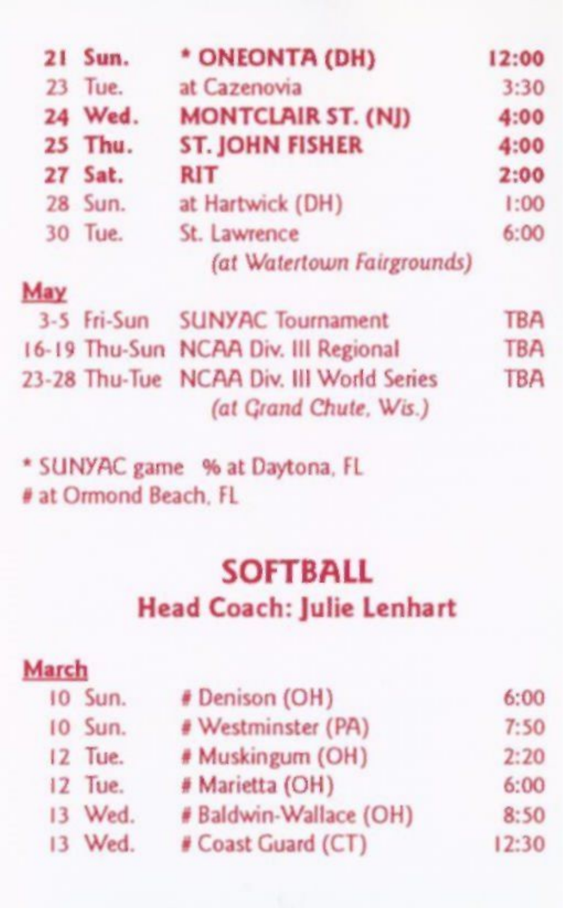| | | | |
|---|---|---|---|
| **21** | **Sun.** | **\* ONEONTA (DH)** | **12:00** |
| 23 | Tue. | at Cazenovia | 3:30 |
| **24** | **Wed.** | **MONTCLAIR ST. (NJ)** | **4:00** |
| **25** | **Thu.** | **ST. JOHN FISHER** | **4:00** |
| **27** | **Sat.** | **RIT** | **2:00** |
| 28 | Sun. | at Hartwick (DH) | 1:00 |
| 30 | Tue. | St. Lawrence *(at Watertown Fairgrounds)* | 6:00 |

**May**

| | | | |
|---|---|---|---|
| 3-5 | Fri-Sun | SUNYAC Tournament | TBA |
| 16-19 | Thu-Sun | NCAA Div. III Regional | TBA |
| 23-28 | Thu-Tue | NCAA Div. III World Series *(at Grand Chute, Wis.)* | TBA |

* SUNYAC game % at Daytona, FL
# at Ormond Beach, FL

## SOFTBALL

### Head Coach: Julie Lenhart

**March**

| | | | |
|---|---|---|---|
| 10 | Sun. | # Denison (OH) | 6:00 |
| 10 | Sun. | # Westminster (PA) | 7:50 |
| 12 | Tue. | # Muskingum (OH) | 2:20 |
| 12 | Tue. | # Marietta (OH) | 6:00 |
| 13 | Wed. | # Baldwin-Wallace (OH) | 8:50 |
| 13 | Wed. | # Coast Guard (CT) | 12:30 |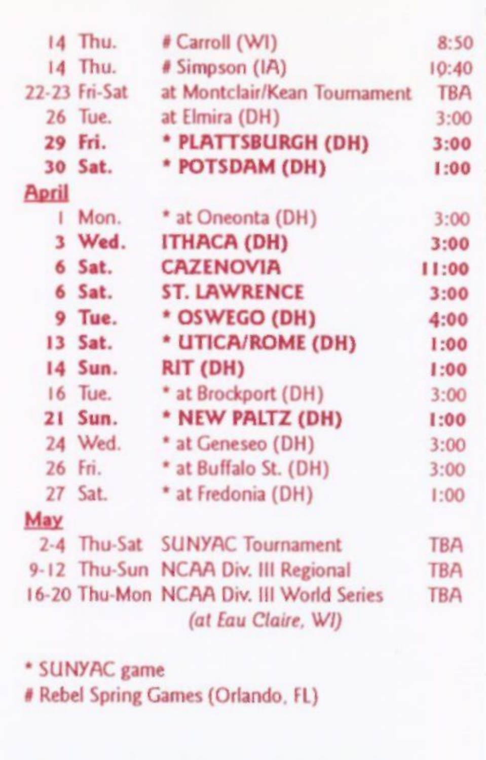| Date | Day | Opponent | Time |
|---|---|---|---|
| 14 | Thu. | # Carroll (WI) | 8:50 |
| 14 | Thu. | # Simpson (IA) | 10:40 |
| 22-23 | Fri-Sat | at Montclair/Kean Tournament | TBA |
| 26 | Tue. | at Elmira (DH) | 3:00 |
| **29** | **Fri.** | *** PLATTSBURGH (DH)** | **3:00** |
| **30** | **Sat.** | *** POTSDAM (DH)** | **1:00** |

<u>**April**</u>

| Date | Day | Opponent | Time |
|---|---|---|---|
| 1 | Mon. | * at Oneonta (DH) | 3:00 |
| **3** | **Wed.** | **ITHACA (DH)** | **3:00** |
| **6** | **Sat.** | **CAZENOVIA** | **11:00** |
| **6** | **Sat.** | **ST. LAWRENCE** | **3:00** |
| **9** | **Tue.** | *** OSWEGO (DH)** | **4:00** |
| **13** | **Sat.** | *** UTICA/ROME (DH)** | **1:00** |
| **14** | **Sun.** | **RIT (DH)** | **1:00** |
| 16 | Tue. | * at Brockport (DH) | 3:00 |
| **21** | **Sun.** | *** NEW PALTZ (DH)** | **1:00** |
| 24 | Wed. | * at Geneseo (DH) | 3:00 |
| 26 | Fri. | * at Buffalo St. (DH) | 3:00 |
| 27 | Sat. | * at Fredonia (DH) | 1:00 |

<u>**May**</u>

| Date | Day | Event | Time |
|---|---|---|---|
| 2-4 | Thu-Sat | SUNYAC Tournament | TBA |
| 9-12 | Thu-Sun | NCAA Div. III Regional | TBA |
| 16-20 | Thu-Mon | NCAA Div. III World Series *(at Eau Claire, WI)* | TBA |

\* SUNYAC game

\# Rebel Spring Games (Orlando, FL)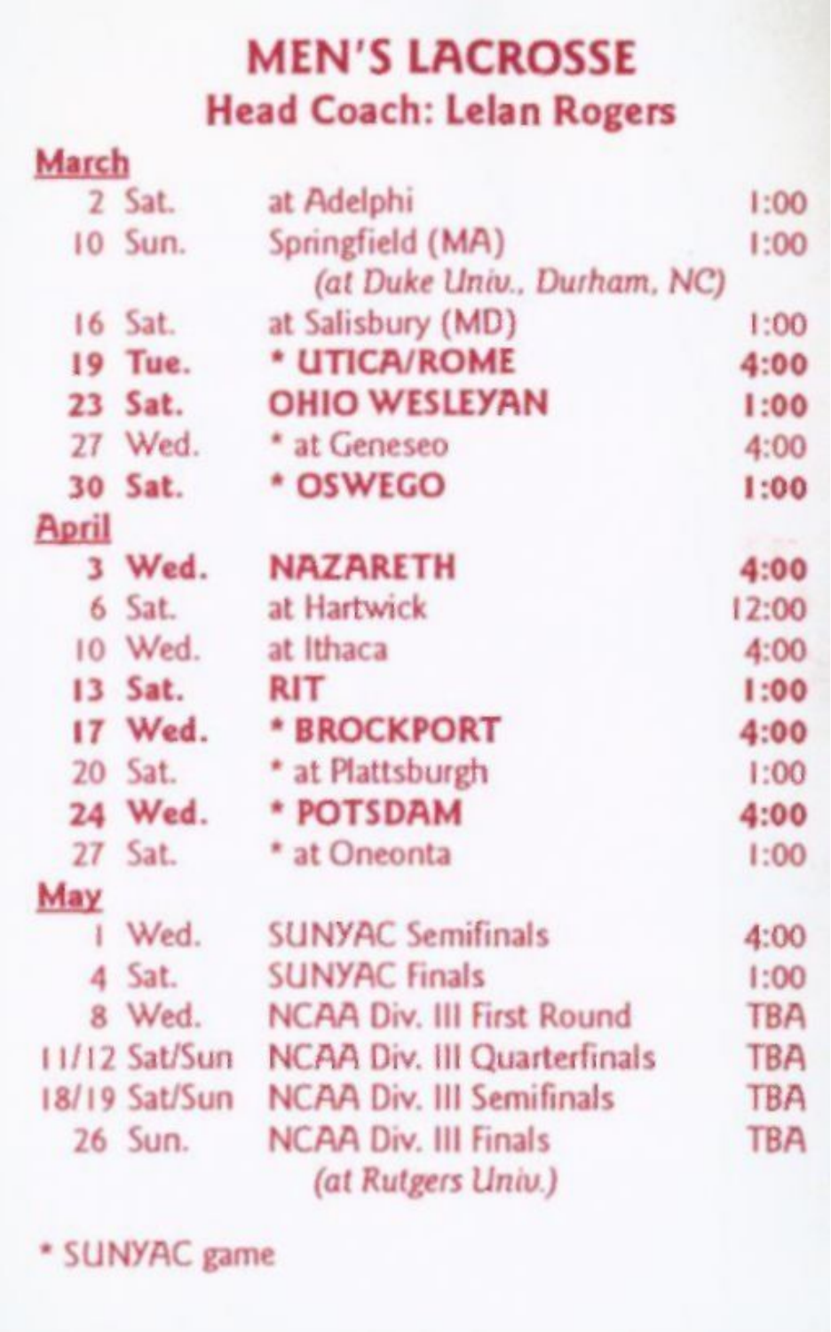# MEN'S LACROSSE

## Head Coach: Lelan Rogers

**March**

| | | | |
|---|---|---|---|
| 2 | Sat. | at Adelphi | 1:00 |
| 10 | Sun. | Springfield (MA) *(at Duke Univ., Durham, NC)* | 1:00 |
| 16 | Sat. | at Salisbury (MD) | 1:00 |
| **19** | **Tue.** | **\* UTICA/ROME** | **4:00** |
| **23** | **Sat.** | **OHIO WESLEYAN** | **1:00** |
| 27 | Wed. | * at Geneseo | 4:00 |
| **30** | **Sat.** | **\* OSWEGO** | **1:00** |

**April**

| | | | |
|---|---|---|---|
| **3** | **Wed.** | **NAZARETH** | **4:00** |
| 6 | Sat. | at Hartwick | 12:00 |
| 10 | Wed. | at Ithaca | 4:00 |
| **13** | **Sat.** | **RIT** | **1:00** |
| **17** | **Wed.** | **\* BROCKPORT** | **4:00** |
| 20 | Sat. | * at Plattsburgh | 1:00 |
| **24** | **Wed.** | **\* POTSDAM** | **4:00** |
| 27 | Sat. | * at Oneonta | 1:00 |

**May**

| | | | |
|---|---|---|---|
| 1 | Wed. | SUNYAC Semifinals | 4:00 |
| 4 | Sat. | SUNYAC Finals | 1:00 |
| 8 | Wed. | NCAA Div. III First Round | TBA |
| 11/12 | Sat/Sun | NCAA Div. III Quarterfinals | TBA |
| 18/19 | Sat/Sun | NCAA Div. III Semifinals | TBA |
| 26 | Sun. | NCAA Div. III Finals *(at Rutgers Univ.)* | TBA |

* SUNYAC game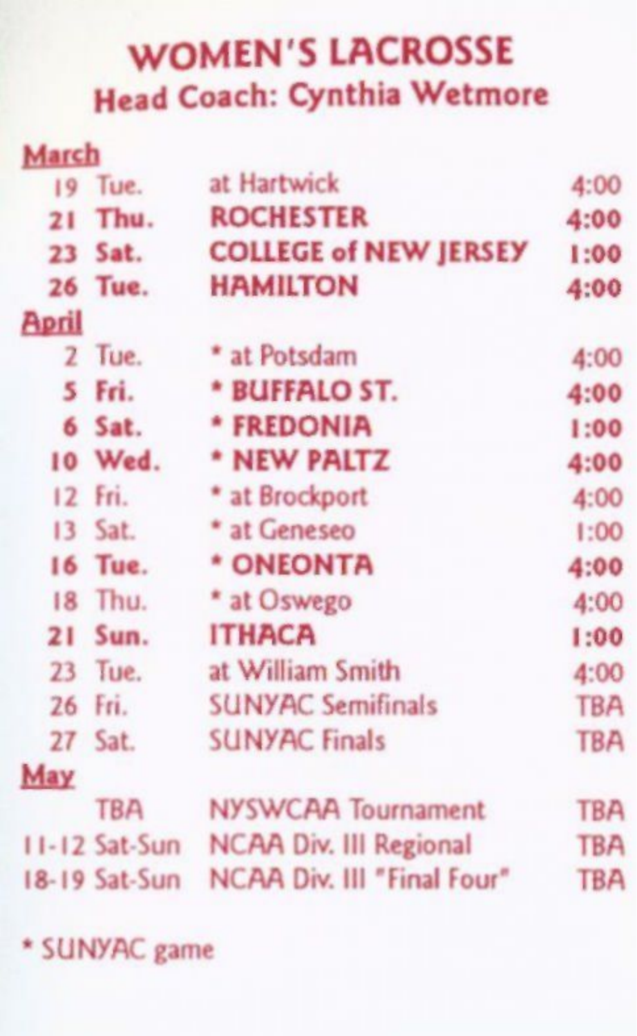# WOMEN'S LACROSSE

## Head Coach: Cynthia Wetmore

| Date | Day | Opponent | Time |
|---|---|---|---|
| **March** | | | |
| 19 | Tue. | at Hartwick | 4:00 |
| **21** | **Thu.** | **ROCHESTER** | **4:00** |
| **23** | **Sat.** | **COLLEGE of NEW JERSEY** | **1:00** |
| **26** | **Tue.** | **HAMILTON** | **4:00** |
| **April** | | | |
| 2 | Tue. | * at Potsdam | 4:00 |
| **5** | **Fri.** | **\* BUFFALO ST.** | **4:00** |
| **6** | **Sat.** | **\* FREDONIA** | **1:00** |
| **10** | **Wed.** | **\* NEW PALTZ** | **4:00** |
| 12 | Fri. | * at Brockport | 4:00 |
| 13 | Sat. | * at Geneseo | 1:00 |
| **16** | **Tue.** | **\* ONEONTA** | **4:00** |
| 18 | Thu. | * at Oswego | 4:00 |
| **21** | **Sun.** | **ITHACA** | **1:00** |
| 23 | Tue. | at William Smith | 4:00 |
| 26 | Fri. | SUNYAC Semifinals | TBA |
| 27 | Sat. | SUNYAC Finals | TBA |
| **May** | | | |
| | TBA | NYSWCAA Tournament | TBA |
| 11-12 | Sat-Sun | NCAA Div. III Regional | TBA |
| 18-19 | Sat-Sun | NCAA Div. III "Final Four" | TBA |

* SUNYAC game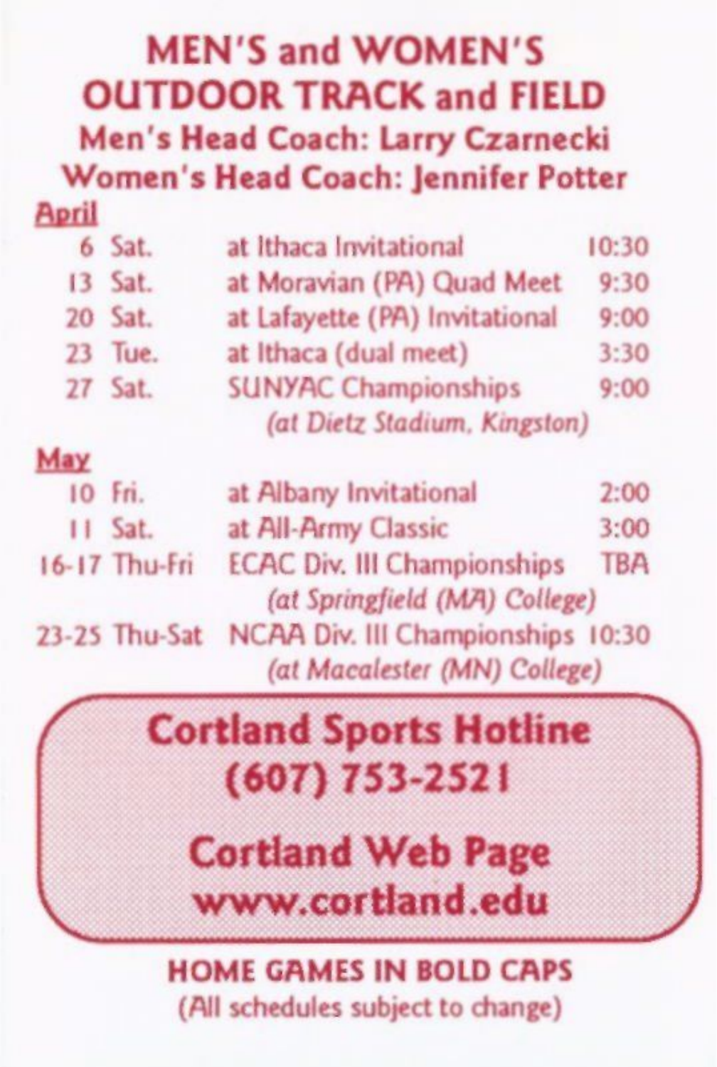# MEN'S and WOMEN'S OUTDOOR TRACK and FIELD

### Men's Head Coach: Larry Czarnecki
### Women's Head Coach: Jennifer Potter

**April**

| | | | |
|---|---|---|---|
| 6 | Sat. | at Ithaca Invitational | 10:30 |
| 13 | Sat. | at Moravian (PA) Quad Meet | 9:30 |
| 20 | Sat. | at Lafayette (PA) Invitational | 9:00 |
| 23 | Tue. | at Ithaca (dual meet) | 3:30 |
| 27 | Sat. | SUNYAC Championships *(at Dietz Stadium, Kingston)* | 9:00 |

**May**

| | | | |
|---|---|---|---|
| 10 | Fri. | at Albany Invitational | 2:00 |
| 11 | Sat. | at All-Army Classic | 3:00 |
| 16-17 | Thu-Fri | ECAC Div. III Championships *(at Springfield (MA) College)* | TBA |
| 23-25 | Thu-Sat | NCAA Div. III Championships *(at Macalester (MN) College)* | 10:30 |

**Cortland Sports Hotline**
**(607) 753-2521**

**Cortland Web Page**
**www.cortland.edu**

**HOME GAMES IN BOLD CAPS**
(All schedules subject to change)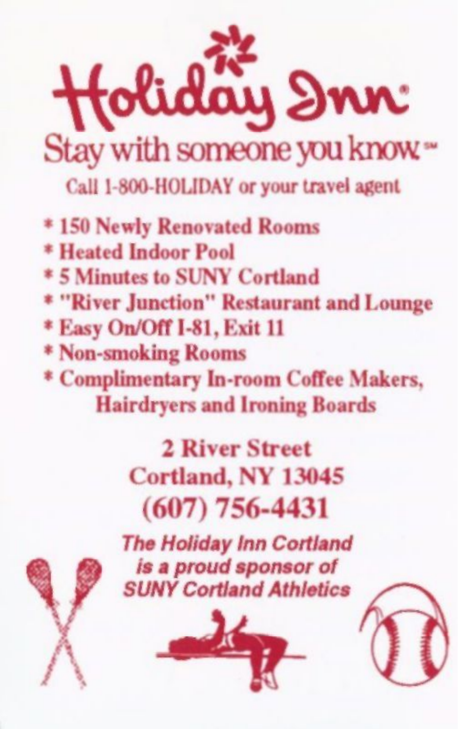# Holiday Inn®

## Stay with someone you know.℠

**Call 1-800-HOLIDAY or your travel agent**

* **150 Newly Renovated Rooms**
* **Heated Indoor Pool**
* **5 Minutes to SUNY Cortland**
* **"River Junction" Restaurant and Lounge**
* **Easy On/Off I-81, Exit 11**
* **Non-smoking Rooms**
* **Complimentary In-room Coffee Makers, Hairdryers and Ironing Boards**

**2 River Street**
**Cortland, NY 13045**
**(607) 756-4431**

***The Holiday Inn Cortland is a proud sponsor of SUNY Cortland Athletics***